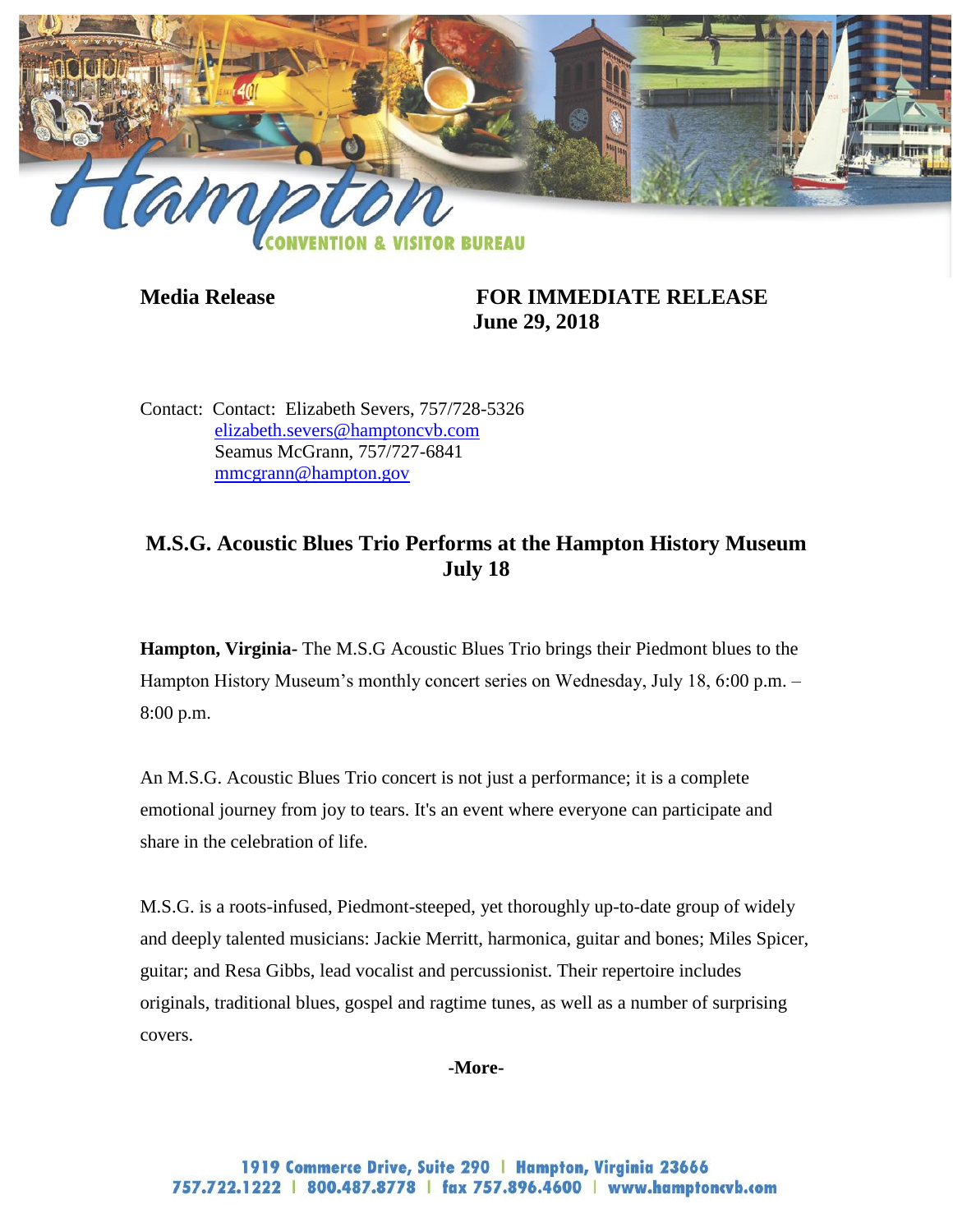Hampton

CONVENTION & VISITOR BUREAU

**Media Release** **FOR IMMEDIATE RELEASE**
**June 29, 2018**

Contact: Contact: Elizabeth Severs, 757/728-5326
elizabeth.severs@hamptoncvb.com
Seamus McGrann, 757/727-6841
mmcgrann@hampton.gov

## M.S.G. Acoustic Blues Trio Performs at the Hampton History Museum July 18

**Hampton, Virginia-** The M.S.G Acoustic Blues Trio brings their Piedmont blues to the Hampton History Museum's monthly concert series on Wednesday, July 18, 6:00 p.m. – 8:00 p.m.

An M.S.G. Acoustic Blues Trio concert is not just a performance; it is a complete emotional journey from joy to tears. It's an event where everyone can participate and share in the celebration of life.

M.S.G. is a roots-infused, Piedmont-steeped, yet thoroughly up-to-date group of widely and deeply talented musicians: Jackie Merritt, harmonica, guitar and bones; Miles Spicer, guitar; and Resa Gibbs, lead vocalist and percussionist. Their repertoire includes originals, traditional blues, gospel and ragtime tunes, as well as a number of surprising covers.

**-More-**

1919 Commerce Drive, Suite 290 | Hampton, Virginia 23666
757.722.1222 | 800.487.8778 | fax 757.896.4600 | www.hamptoncvb.com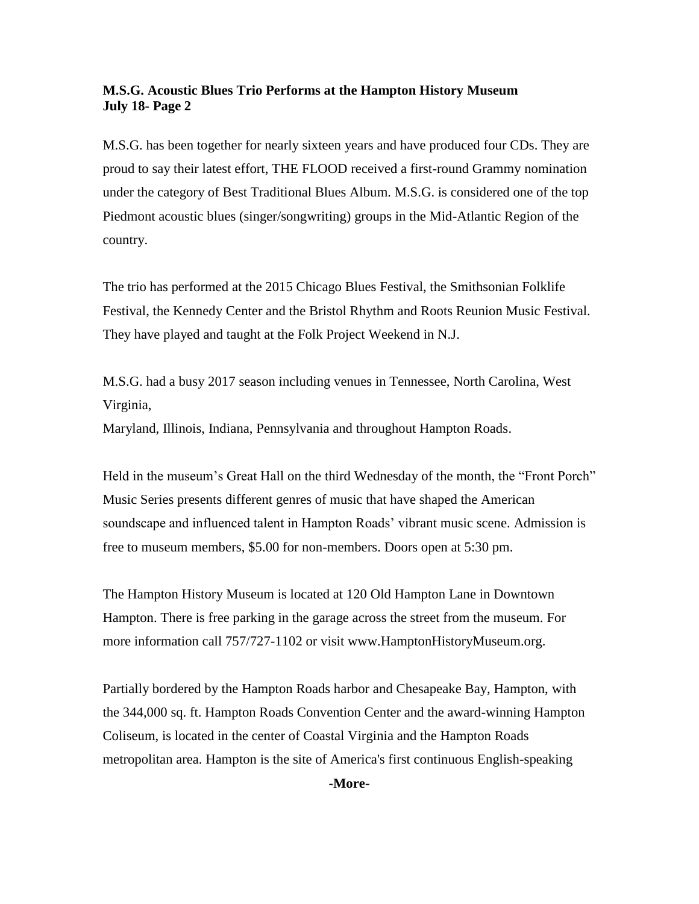**M.S.G. Acoustic Blues Trio Performs at the Hampton History Museum**
**July 18- Page 2**

M.S.G. has been together for nearly sixteen years and have produced four CDs. They are proud to say their latest effort, THE FLOOD received a first-round Grammy nomination under the category of Best Traditional Blues Album. M.S.G. is considered one of the top Piedmont acoustic blues (singer/songwriting) groups in the Mid-Atlantic Region of the country.

The trio has performed at the 2015 Chicago Blues Festival, the Smithsonian Folklife Festival, the Kennedy Center and the Bristol Rhythm and Roots Reunion Music Festival. They have played and taught at the Folk Project Weekend in N.J.

M.S.G. had a busy 2017 season including venues in Tennessee, North Carolina, West Virginia,
Maryland, Illinois, Indiana, Pennsylvania and throughout Hampton Roads.

Held in the museum's Great Hall on the third Wednesday of the month, the "Front Porch" Music Series presents different genres of music that have shaped the American soundscape and influenced talent in Hampton Roads' vibrant music scene. Admission is free to museum members, $5.00 for non-members. Doors open at 5:30 pm.

The Hampton History Museum is located at 120 Old Hampton Lane in Downtown Hampton. There is free parking in the garage across the street from the museum. For more information call 757/727-1102 or visit www.HamptonHistoryMuseum.org.

Partially bordered by the Hampton Roads harbor and Chesapeake Bay, Hampton, with the 344,000 sq. ft. Hampton Roads Convention Center and the award-winning Hampton Coliseum, is located in the center of Coastal Virginia and the Hampton Roads metropolitan area. Hampton is the site of America's first continuous English-speaking

**-More-**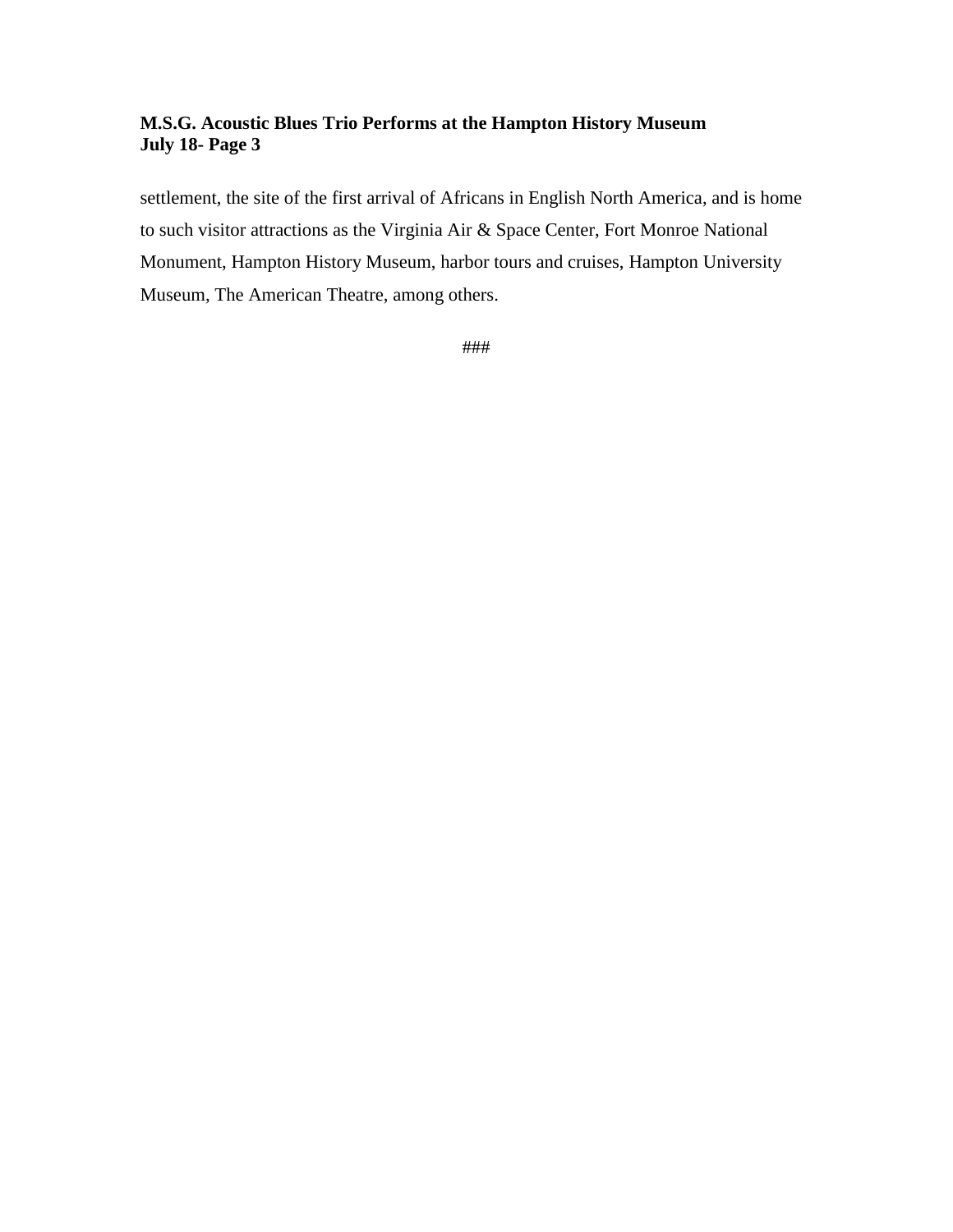settlement, the site of the first arrival of Africans in English North America, and is home to such visitor attractions as the Virginia Air & Space Center, Fort Monroe National Monument, Hampton History Museum, harbor tours and cruises, Hampton University Museum, The American Theatre, among others.

###